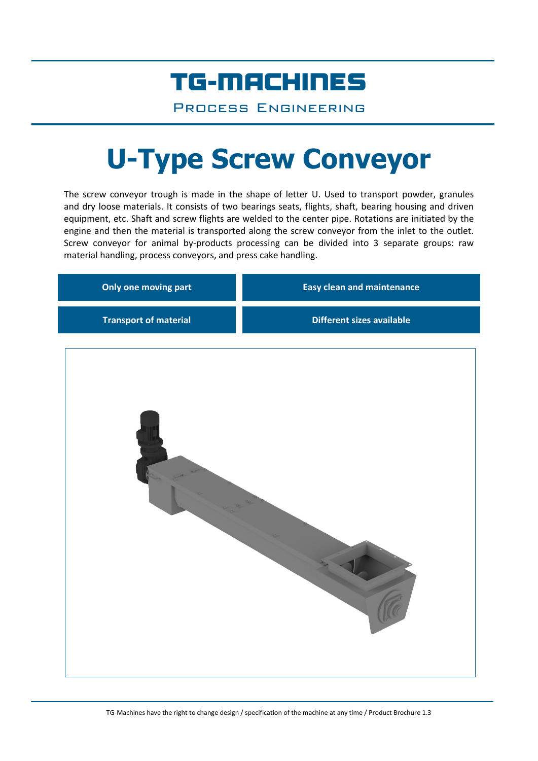TG-MACHINES

PROCESS ENGINEERING

# U-Type Screw Conveyor

The screw conveyor trough is made in the shape of letter U. Used to transport powder, granules and dry loose materials. It consists of two bearings seats, flights, shaft, bearing housing and driven equipment, etc. Shaft and screw flights are welded to the center pipe. Rotations are initiated by the engine and then the material is transported along the screw conveyor from the inlet to the outlet. Screw conveyor for animal by-products processing can be divided into 3 separate groups: raw material handling, process conveyors, and press cake handling.

- **Only one moving part**
- **Easy clean and maintenance**
- **Transport of material**
- **Different sizes available**

TG-Machines have the right to change design / specification of the machine at any time / Product Brochure 1.3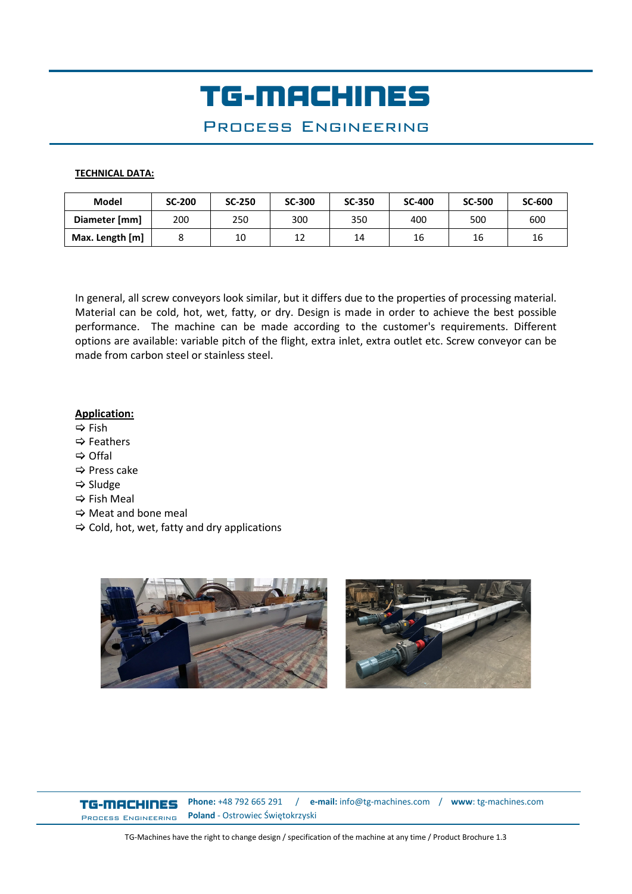# TG-MACHINES

## Process Engineering

**TECHNICAL DATA:**

| Model | SC-200 | SC-250 | SC-300 | SC-350 | SC-400 | SC-500 | SC-600 |
|---|---|---|---|---|---|---|---|
| **Diameter [mm]** | 200 | 250 | 300 | 350 | 400 | 500 | 600 |
| **Max. Length [m]** | 8 | 10 | 12 | 14 | 16 | 16 | 16 |

In general, all screw conveyors look similar, but it differs due to the properties of processing material. Material can be cold, hot, wet, fatty, or dry. Design is made in order to achieve the best possible performance. The machine can be made according to the customer's requirements. Different options are available: variable pitch of the flight, extra inlet, extra outlet etc. Screw conveyor can be made from carbon steel or stainless steel.

**Application:**

⇨ Fish
⇨ Feathers
⇨ Offal
⇨ Press cake
⇨ Sludge
⇨ Fish Meal
⇨ Meat and bone meal
⇨ Cold, hot, wet, fatty and dry applications

TG-MACHINES Process Engineering **Phone:** +48 792 665 291 / **e-mail:** info@tg-machines.com / **www**: tg-machines.com
**Poland** - Ostrowiec Świętokrzyski

TG-Machines have the right to change design / specification of the machine at any time / Product Brochure 1.3